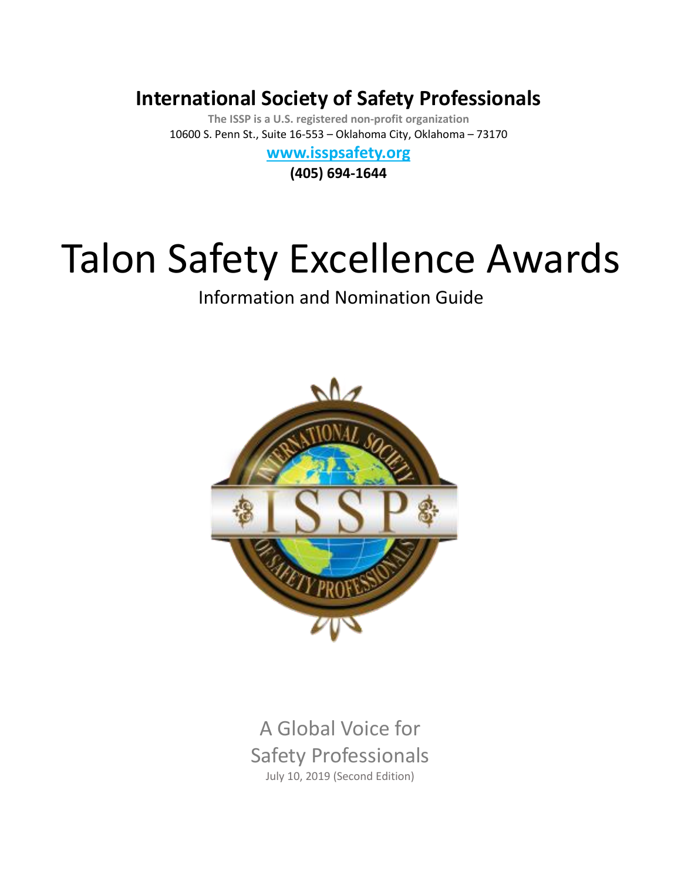# International Society of Safety Professionals

**The ISSP is a U.S. registered non-profit organization**

10600 S. Penn St., Suite 16-553 – Oklahoma City, Oklahoma – 73170

**www.isspsafety.org**

**(405) 694-1644**

# Talon Safety Excellence Awards

## Information and Nomination Guide

A Global Voice for Safety Professionals

July 10, 2019 (Second Edition)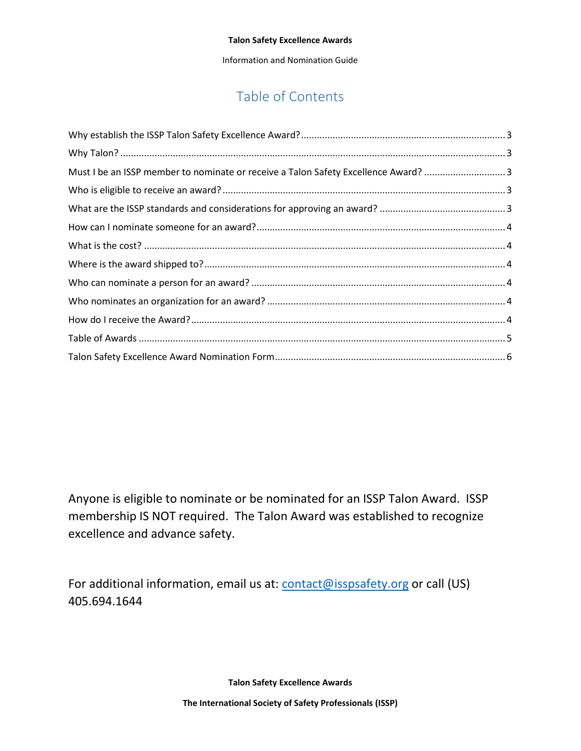## Table of Contents

Why establish the ISSP Talon Safety Excellence Award? ..... 3
Why Talon? ..... 3
Must I be an ISSP member to nominate or receive a Talon Safety Excellence Award? ..... 3
Who is eligible to receive an award? ..... 3
What are the ISSP standards and considerations for approving an award? ..... 3
How can I nominate someone for an award? ..... 4
What is the cost? ..... 4
Where is the award shipped to? ..... 4
Who can nominate a person for an award? ..... 4
Who nominates an organization for an award? ..... 4
How do I receive the Award? ..... 4
Table of Awards ..... 5
Talon Safety Excellence Award Nomination Form ..... 6

Anyone is eligible to nominate or be nominated for an ISSP Talon Award. ISSP membership IS NOT required. The Talon Award was established to recognize excellence and advance safety.

For additional information, email us at: contact@isspsafety.org or call (US) 405.694.1644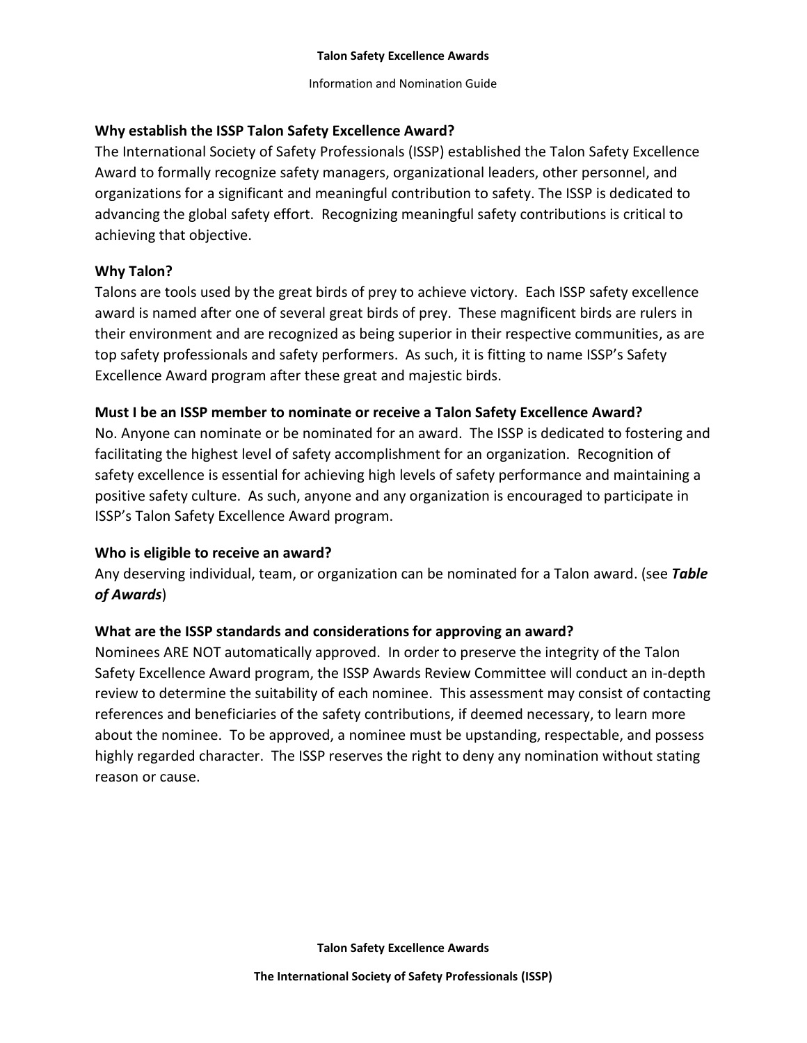## Why establish the ISSP Talon Safety Excellence Award?

The International Society of Safety Professionals (ISSP) established the Talon Safety Excellence Award to formally recognize safety managers, organizational leaders, other personnel, and organizations for a significant and meaningful contribution to safety. The ISSP is dedicated to advancing the global safety effort. Recognizing meaningful safety contributions is critical to achieving that objective.

## Why Talon?

Talons are tools used by the great birds of prey to achieve victory. Each ISSP safety excellence award is named after one of several great birds of prey. These magnificent birds are rulers in their environment and are recognized as being superior in their respective communities, as are top safety professionals and safety performers. As such, it is fitting to name ISSP's Safety Excellence Award program after these great and majestic birds.

## Must I be an ISSP member to nominate or receive a Talon Safety Excellence Award?

No. Anyone can nominate or be nominated for an award. The ISSP is dedicated to fostering and facilitating the highest level of safety accomplishment for an organization. Recognition of safety excellence is essential for achieving high levels of safety performance and maintaining a positive safety culture. As such, anyone and any organization is encouraged to participate in ISSP's Talon Safety Excellence Award program.

## Who is eligible to receive an award?

Any deserving individual, team, or organization can be nominated for a Talon award. (see ***Table of Awards***)

## What are the ISSP standards and considerations for approving an award?

Nominees ARE NOT automatically approved. In order to preserve the integrity of the Talon Safety Excellence Award program, the ISSP Awards Review Committee will conduct an in-depth review to determine the suitability of each nominee. This assessment may consist of contacting references and beneficiaries of the safety contributions, if deemed necessary, to learn more about the nominee. To be approved, a nominee must be upstanding, respectable, and possess highly regarded character. The ISSP reserves the right to deny any nomination without stating reason or cause.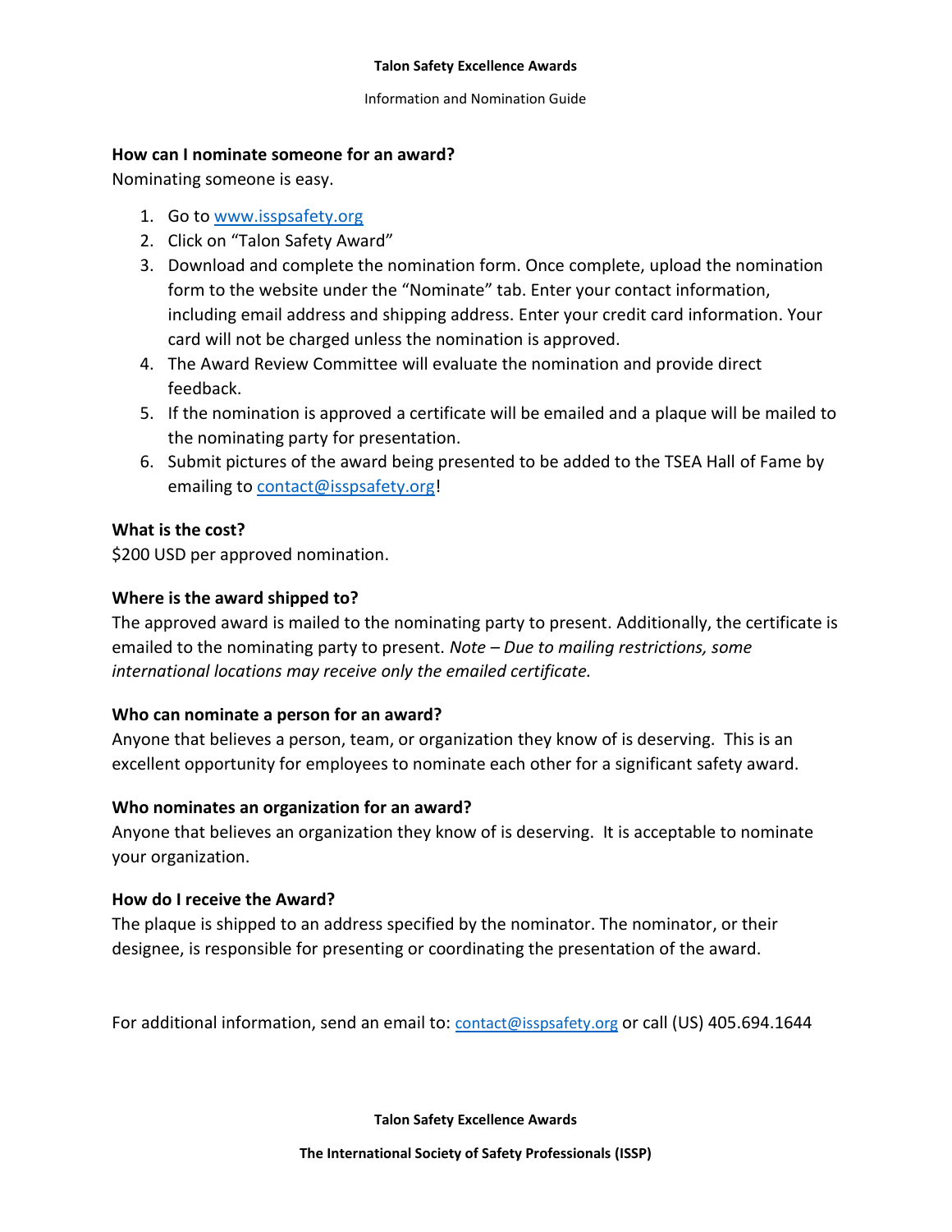## How can I nominate someone for an award?

Nominating someone is easy.

1. Go to [www.isspsafety.org](http://www.isspsafety.org)
2. Click on "Talon Safety Award"
3. Download and complete the nomination form. Once complete, upload the nomination form to the website under the "Nominate" tab. Enter your contact information, including email address and shipping address. Enter your credit card information. Your card will not be charged unless the nomination is approved.
4. The Award Review Committee will evaluate the nomination and provide direct feedback.
5. If the nomination is approved a certificate will be emailed and a plaque will be mailed to the nominating party for presentation.
6. Submit pictures of the award being presented to be added to the TSEA Hall of Fame by emailing to [contact@isspsafety.org](mailto:contact@isspsafety.org)!

## What is the cost?

$200 USD per approved nomination.

## Where is the award shipped to?

The approved award is mailed to the nominating party to present. Additionally, the certificate is emailed to the nominating party to present. *Note – Due to mailing restrictions, some international locations may receive only the emailed certificate.*

## Who can nominate a person for an award?

Anyone that believes a person, team, or organization they know of is deserving. This is an excellent opportunity for employees to nominate each other for a significant safety award.

## Who nominates an organization for an award?

Anyone that believes an organization they know of is deserving. It is acceptable to nominate your organization.

## How do I receive the Award?

The plaque is shipped to an address specified by the nominator. The nominator, or their designee, is responsible for presenting or coordinating the presentation of the award.

For additional information, send an email to: [contact@isspsafety.org](mailto:contact@isspsafety.org) or call (US) 405.694.1644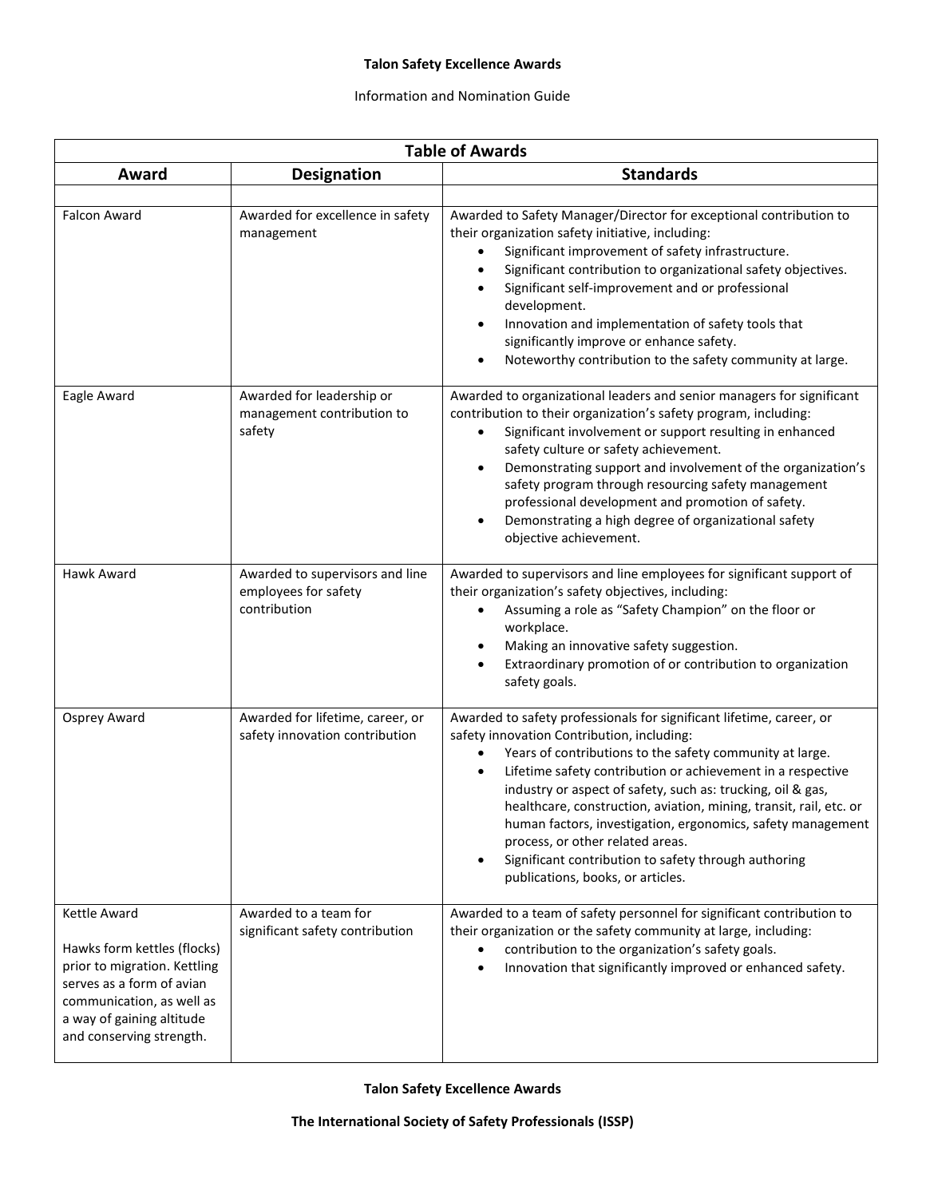**Talon Safety Excellence Awards**

Information and Nomination Guide

| Table of Awards | | |
|---|---|---|
| **Award** | **Designation** | **Standards** |
| | | |
| Falcon Award | Awarded for excellence in safety management | Awarded to Safety Manager/Director for exceptional contribution to their organization safety initiative, including:<br>• Significant improvement of safety infrastructure.<br>• Significant contribution to organizational safety objectives.<br>• Significant self-improvement and or professional development.<br>• Innovation and implementation of safety tools that significantly improve or enhance safety.<br>• Noteworthy contribution to the safety community at large. |
| Eagle Award | Awarded for leadership or management contribution to safety | Awarded to organizational leaders and senior managers for significant contribution to their organization's safety program, including:<br>• Significant involvement or support resulting in enhanced safety culture or safety achievement.<br>• Demonstrating support and involvement of the organization's safety program through resourcing safety management professional development and promotion of safety.<br>• Demonstrating a high degree of organizational safety objective achievement. |
| Hawk Award | Awarded to supervisors and line employees for safety contribution | Awarded to supervisors and line employees for significant support of their organization's safety objectives, including:<br>• Assuming a role as "Safety Champion" on the floor or workplace.<br>• Making an innovative safety suggestion.<br>• Extraordinary promotion of or contribution to organization safety goals. |
| Osprey Award | Awarded for lifetime, career, or safety innovation contribution | Awarded to safety professionals for significant lifetime, career, or safety innovation Contribution, including:<br>• Years of contributions to the safety community at large.<br>• Lifetime safety contribution or achievement in a respective industry or aspect of safety, such as: trucking, oil & gas, healthcare, construction, aviation, mining, transit, rail, etc. or human factors, investigation, ergonomics, safety management process, or other related areas.<br>• Significant contribution to safety through authoring publications, books, or articles. |
| Kettle Award<br><br>Hawks form kettles (flocks) prior to migration. Kettling serves as a form of avian communication, as well as a way of gaining altitude and conserving strength. | Awarded to a team for significant safety contribution | Awarded to a team of safety personnel for significant contribution to their organization or the safety community at large, including:<br>• contribution to the organization's safety goals.<br>• Innovation that significantly improved or enhanced safety. |

**Talon Safety Excellence Awards**

**The International Society of Safety Professionals (ISSP)**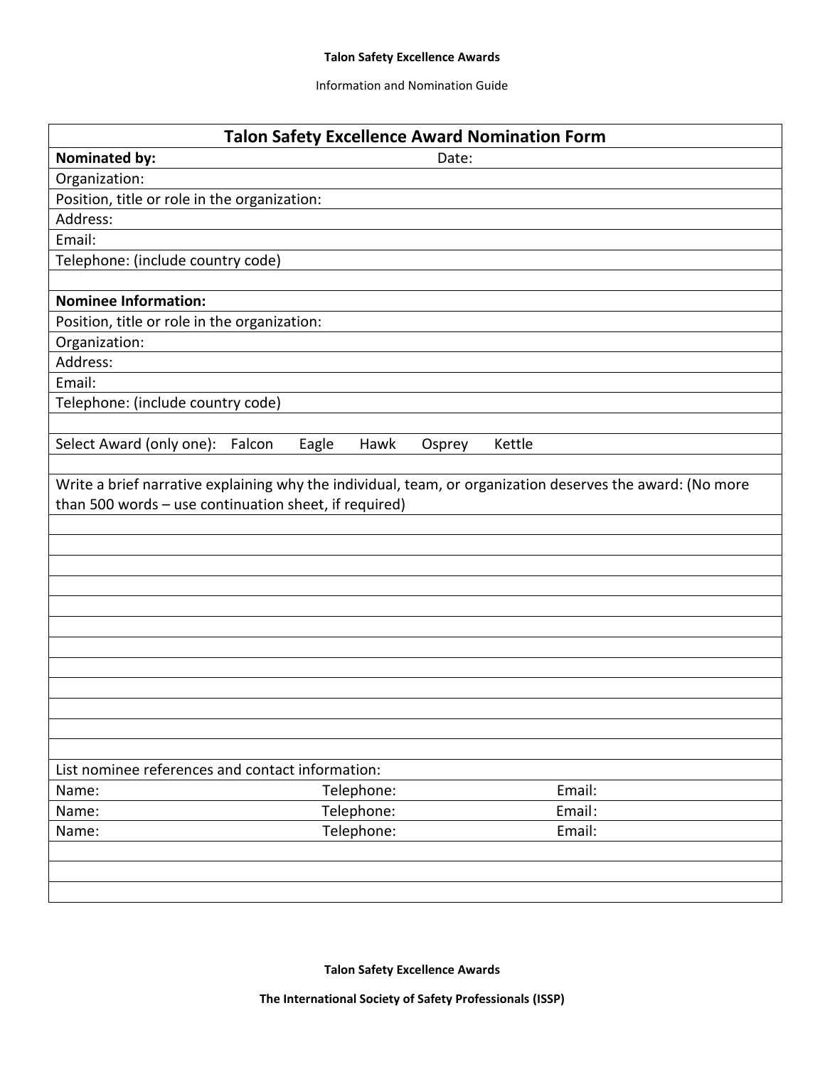## Talon Safety Excellence Award Nomination Form

| **Nominated by:** | Date: |
|---|---|
| Organization: | |
| Position, title or role in the organization: | |
| Address: | |
| Email: | |
| Telephone: (include country code) | |
| | |
| **Nominee Information:** | |
| Position, title or role in the organization: | |
| Organization: | |
| Address: | |
| Email: | |
| Telephone: (include country code) | |
| | |
| Select Award (only one): Falcon Eagle Hawk Osprey Kettle | |
| | |
| Write a brief narrative explaining why the individual, team, or organization deserves the award: (No more than 500 words – use continuation sheet, if required) | |
| | |
| | |
| | |
| | |
| | |
| | |
| | |
| | |
| | |
| | |
| | |
| | |

| List nominee references and contact information: | | |
|---|---|---|
| Name: | Telephone: | Email: |
| Name: | Telephone: | Email: |
| Name: | Telephone: | Email: |
| | | |
| | | |
| | | |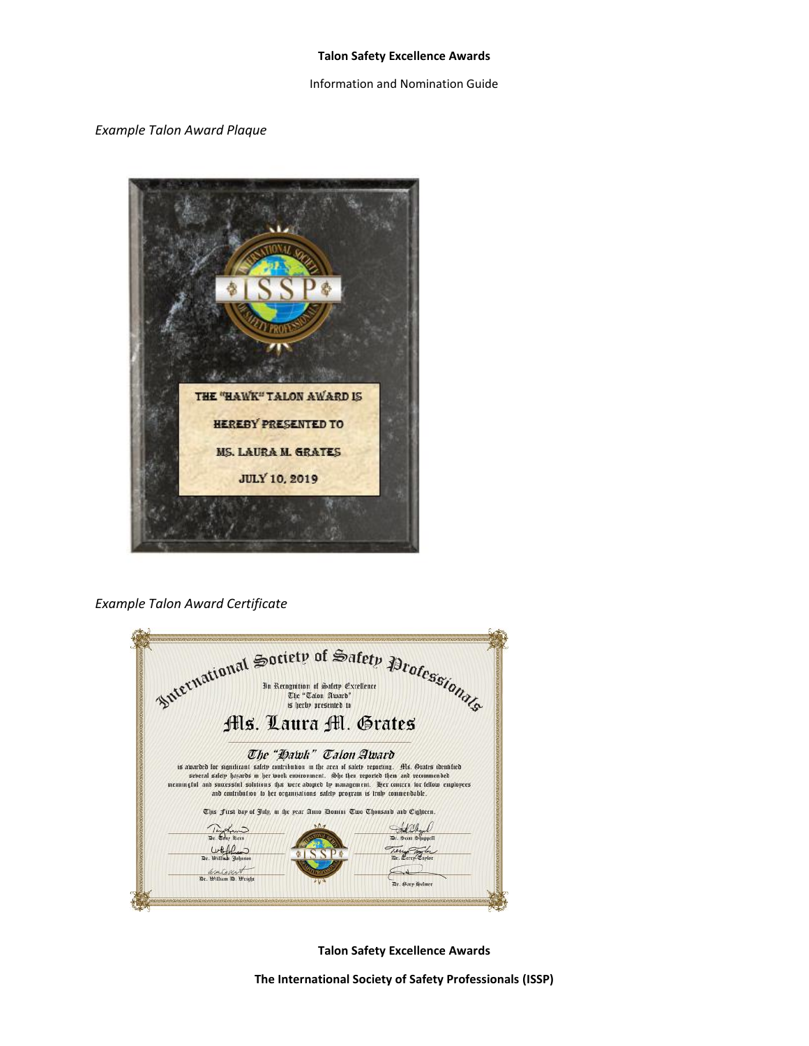*Example Talon Award Plaque*

*Example Talon Award Certificate*

**Talon Safety Excellence Awards**

**The International Society of Safety Professionals (ISSP)**